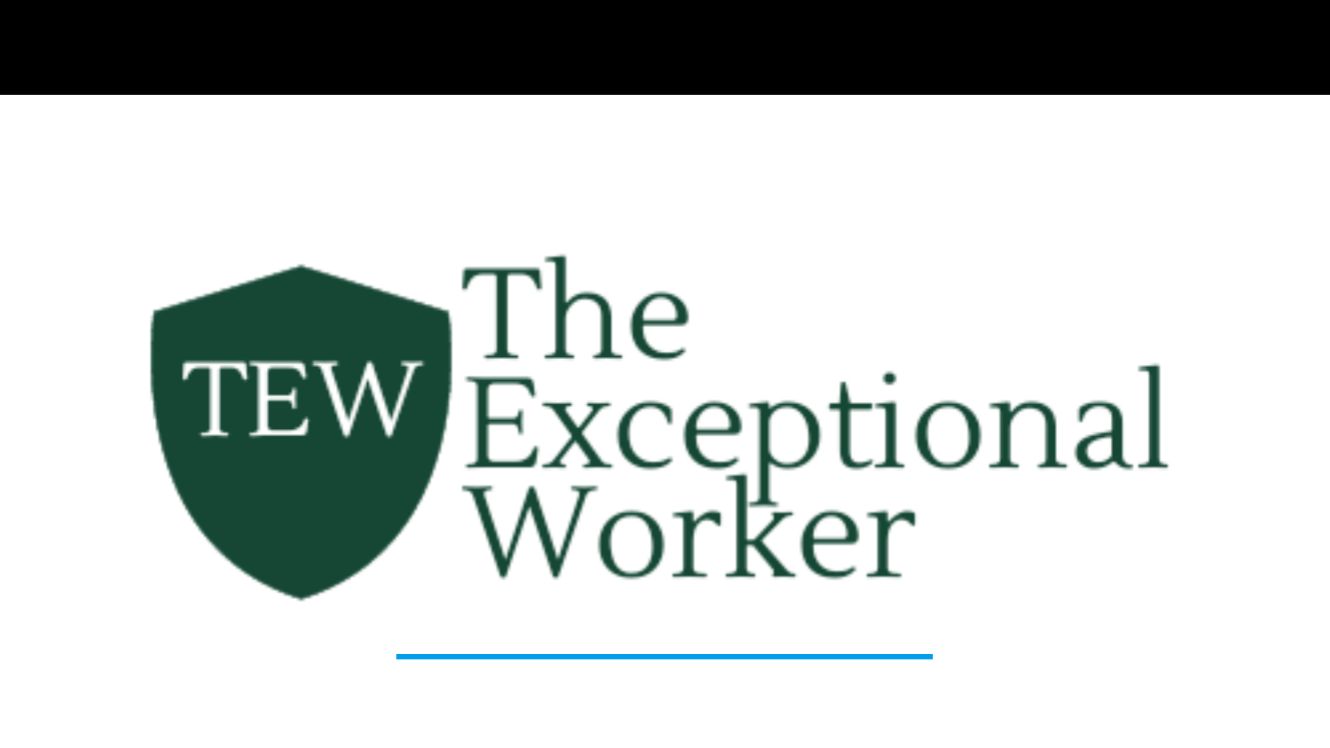TEW

# The Exceptional Worker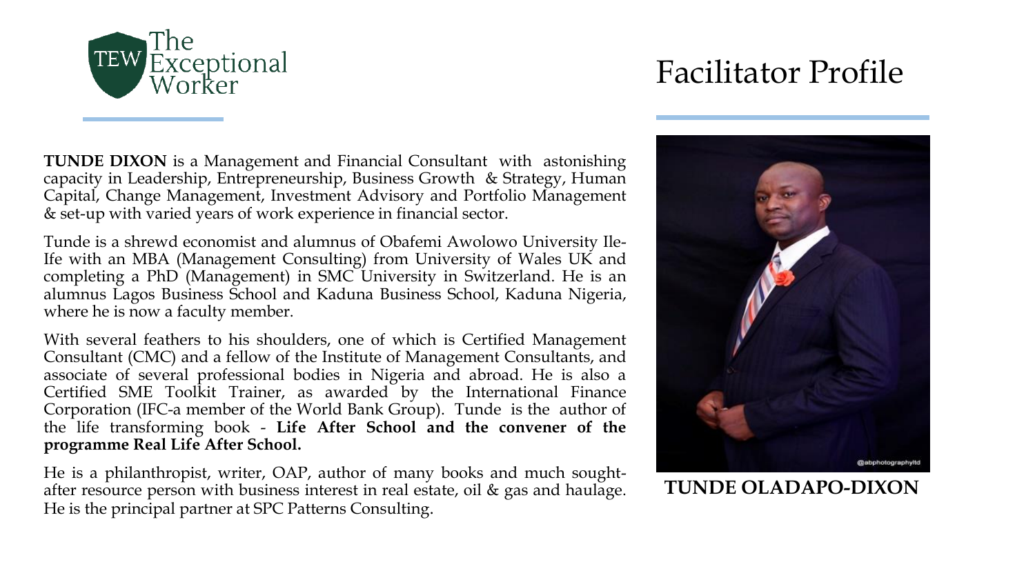The Exceptional Worker

# Facilitator Profile

**TUNDE DIXON** is a Management and Financial Consultant with astonishing capacity in Leadership, Entrepreneurship, Business Growth & Strategy, Human Capital, Change Management, Investment Advisory and Portfolio Management & set-up with varied years of work experience in financial sector.

Tunde is a shrewd economist and alumnus of Obafemi Awolowo University Ile-Ife with an MBA (Management Consulting) from University of Wales UK and completing a PhD (Management) in SMC University in Switzerland. He is an alumnus Lagos Business School and Kaduna Business School, Kaduna Nigeria, where he is now a faculty member.

With several feathers to his shoulders, one of which is Certified Management Consultant (CMC) and a fellow of the Institute of Management Consultants, and associate of several professional bodies in Nigeria and abroad. He is also a Certified SME Toolkit Trainer, as awarded by the International Finance Corporation (IFC-a member of the World Bank Group). Tunde is the author of the life transforming book - **Life After School and the convener of the programme Real Life After School.**

He is a philanthropist, writer, OAP, author of many books and much sought-after resource person with business interest in real estate, oil & gas and haulage. He is the principal partner at SPC Patterns Consulting.

**TUNDE OLADAPO-DIXON**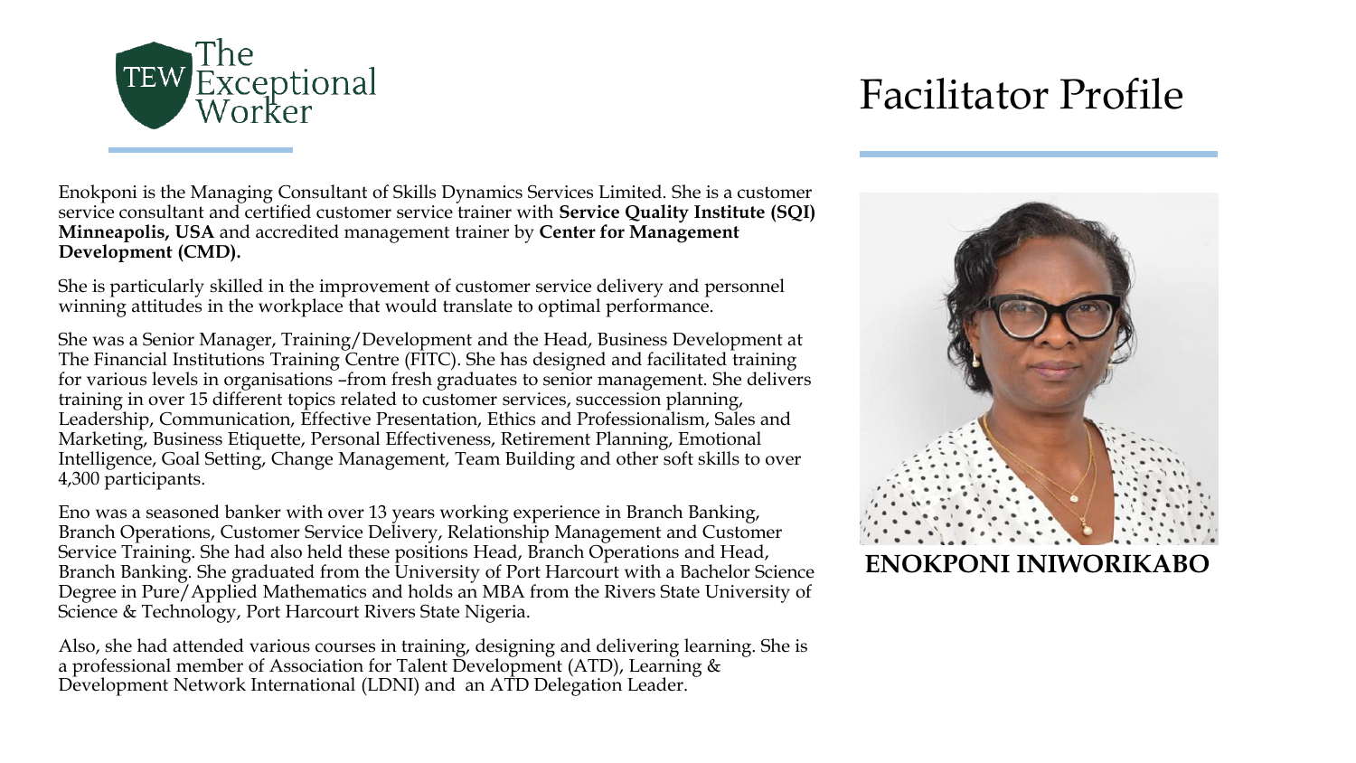# Facilitator Profile

**ENOKPONI INIWORIKABO**

Enokponi is the Managing Consultant of Skills Dynamics Services Limited. She is a customer service consultant and certified customer service trainer with **Service Quality Institute (SQI) Minneapolis, USA** and accredited management trainer by **Center for Management Development (CMD).**

She is particularly skilled in the improvement of customer service delivery and personnel winning attitudes in the workplace that would translate to optimal performance.

She was a Senior Manager, Training/Development and the Head, Business Development at The Financial Institutions Training Centre (FITC). She has designed and facilitated training for various levels in organisations –from fresh graduates to senior management. She delivers training in over 15 different topics related to customer services, succession planning, Leadership, Communication, Effective Presentation, Ethics and Professionalism, Sales and Marketing, Business Etiquette, Personal Effectiveness, Retirement Planning, Emotional Intelligence, Goal Setting, Change Management, Team Building and other soft skills to over 4,300 participants.

Eno was a seasoned banker with over 13 years working experience in Branch Banking, Branch Operations, Customer Service Delivery, Relationship Management and Customer Service Training. She had also held these positions Head, Branch Operations and Head, Branch Banking. She graduated from the University of Port Harcourt with a Bachelor Science Degree in Pure/Applied Mathematics and holds an MBA from the Rivers State University of Science & Technology, Port Harcourt Rivers State Nigeria.

Also, she had attended various courses in training, designing and delivering learning. She is a professional member of Association for Talent Development (ATD), Learning & Development Network International (LDNI) and an ATD Delegation Leader.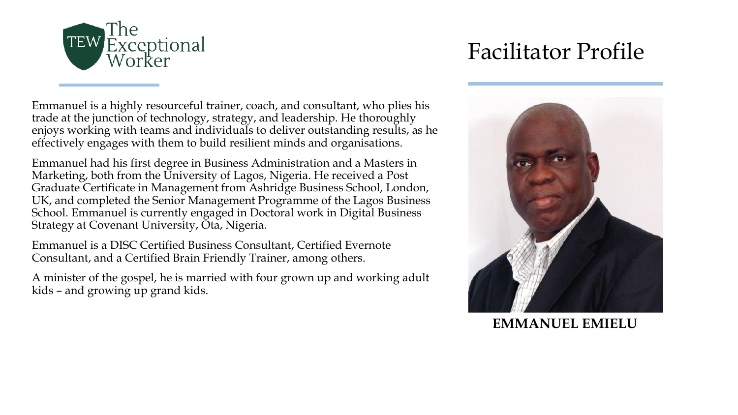# Facilitator Profile

Emmanuel is a highly resourceful trainer, coach, and consultant, who plies his trade at the junction of technology, strategy, and leadership. He thoroughly enjoys working with teams and individuals to deliver outstanding results, as he effectively engages with them to build resilient minds and organisations.

Emmanuel had his first degree in Business Administration and a Masters in Marketing, both from the University of Lagos, Nigeria. He received a Post Graduate Certificate in Management from Ashridge Business School, London, UK, and completed the Senior Management Programme of the Lagos Business School. Emmanuel is currently engaged in Doctoral work in Digital Business Strategy at Covenant University, Ota, Nigeria.

Emmanuel is a DISC Certified Business Consultant, Certified Evernote Consultant, and a Certified Brain Friendly Trainer, among others.

A minister of the gospel, he is married with four grown up and working adult kids – and growing up grand kids.

**EMMANUEL EMIELU**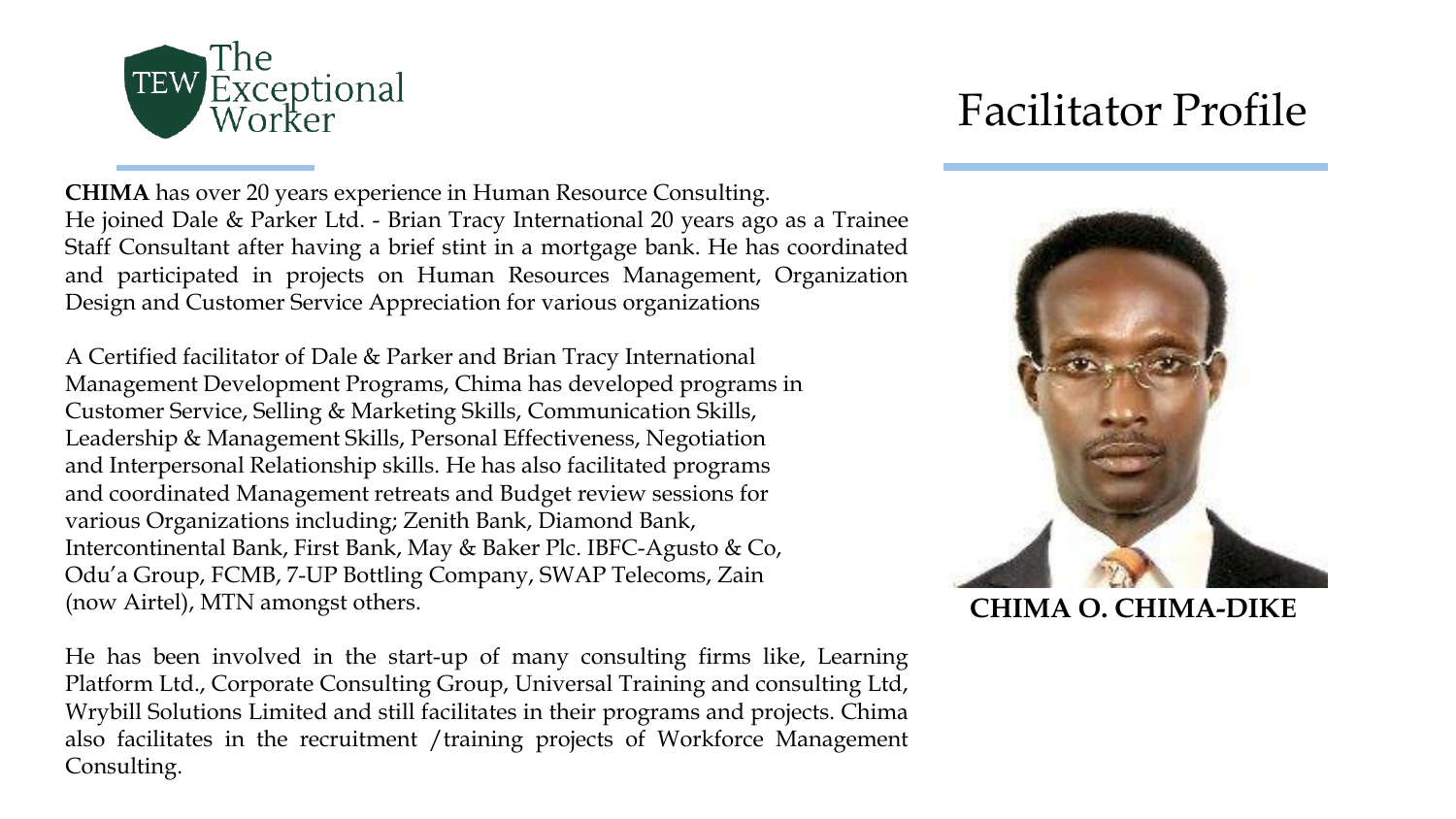The Exceptional Worker

# Facilitator Profile

**CHIMA** has over 20 years experience in Human Resource Consulting.
He joined Dale & Parker Ltd. - Brian Tracy International 20 years ago as a Trainee Staff Consultant after having a brief stint in a mortgage bank. He has coordinated and participated in projects on Human Resources Management, Organization Design and Customer Service Appreciation for various organizations

A Certified facilitator of Dale & Parker and Brian Tracy International Management Development Programs, Chima has developed programs in Customer Service, Selling & Marketing Skills, Communication Skills, Leadership & Management Skills, Personal Effectiveness, Negotiation and Interpersonal Relationship skills. He has also facilitated programs and coordinated Management retreats and Budget review sessions for various Organizations including; Zenith Bank, Diamond Bank, Intercontinental Bank, First Bank, May & Baker Plc. IBFC-Agusto & Co, Odu'a Group, FCMB, 7-UP Bottling Company, SWAP Telecoms, Zain (now Airtel), MTN amongst others.

He has been involved in the start-up of many consulting firms like, Learning Platform Ltd., Corporate Consulting Group, Universal Training and consulting Ltd, Wrybill Solutions Limited and still facilitates in their programs and projects. Chima also facilitates in the recruitment /training projects of Workforce Management Consulting.

**CHIMA O. CHIMA-DIKE**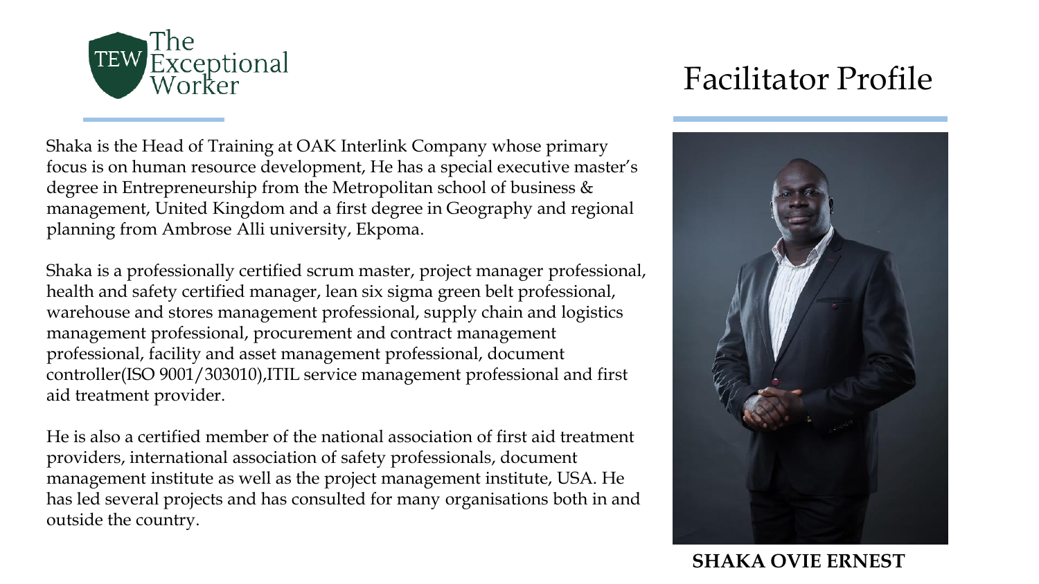# Facilitator Profile

Shaka is the Head of Training at OAK Interlink Company whose primary focus is on human resource development, He has a special executive master's degree in Entrepreneurship from the Metropolitan school of business & management, United Kingdom and a first degree in Geography and regional planning from Ambrose Alli university, Ekpoma.

Shaka is a professionally certified scrum master, project manager professional, health and safety certified manager, lean six sigma green belt professional, warehouse and stores management professional, supply chain and logistics management professional, procurement and contract management professional, facility and asset management professional, document controller(ISO 9001/303010),ITIL service management professional and first aid treatment provider.

He is also a certified member of the national association of first aid treatment providers, international association of safety professionals, document management institute as well as the project management institute, USA. He has led several projects and has consulted for many organisations both in and outside the country.

**SHAKA OVIE ERNEST**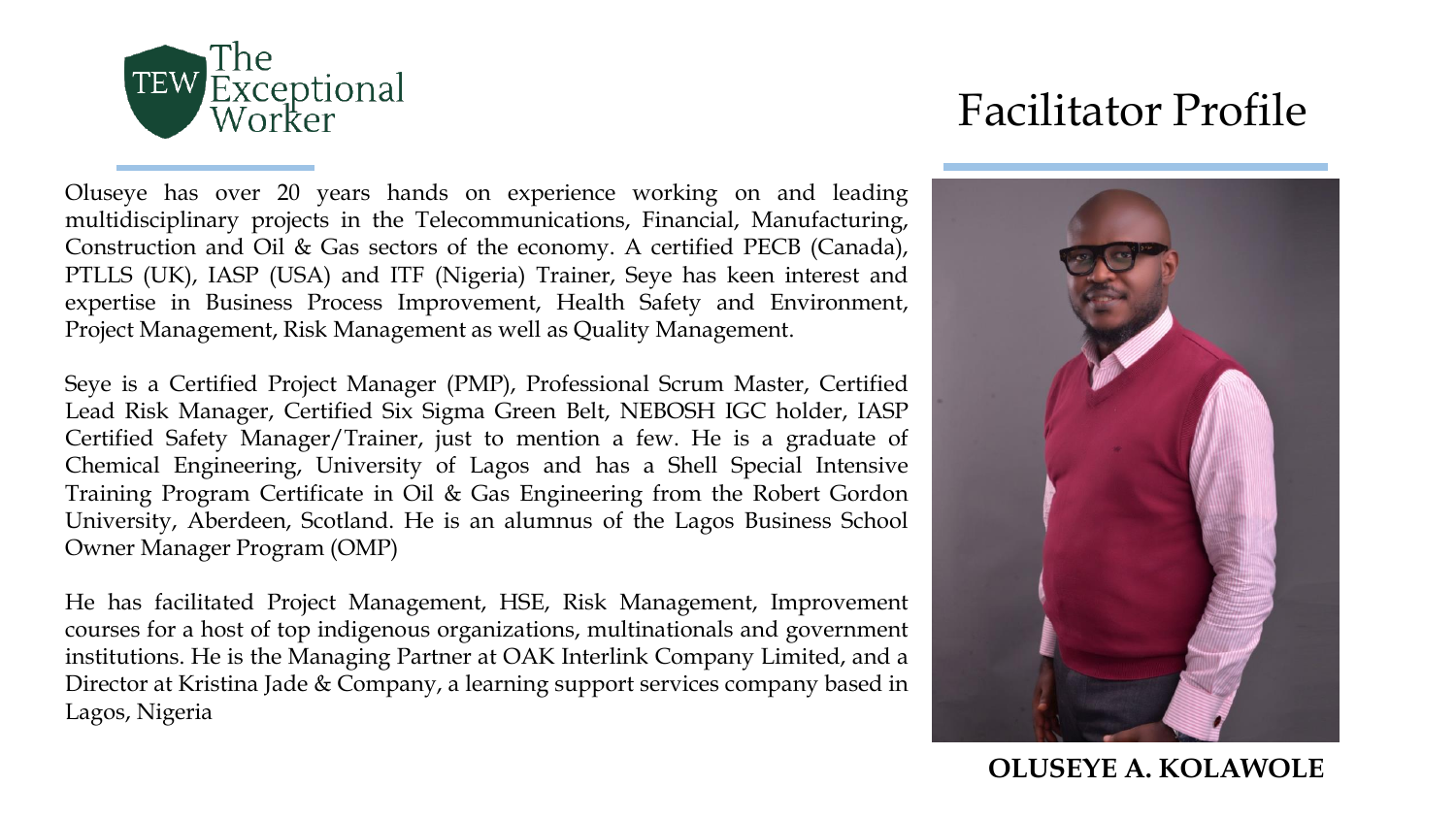# Facilitator Profile

Oluseye has over 20 years hands on experience working on and leading multidisciplinary projects in the Telecommunications, Financial, Manufacturing, Construction and Oil & Gas sectors of the economy. A certified PECB (Canada), PTLLS (UK), IASP (USA) and ITF (Nigeria) Trainer, Seye has keen interest and expertise in Business Process Improvement, Health Safety and Environment, Project Management, Risk Management as well as Quality Management.

Seye is a Certified Project Manager (PMP), Professional Scrum Master, Certified Lead Risk Manager, Certified Six Sigma Green Belt, NEBOSH IGC holder, IASP Certified Safety Manager/Trainer, just to mention a few. He is a graduate of Chemical Engineering, University of Lagos and has a Shell Special Intensive Training Program Certificate in Oil & Gas Engineering from the Robert Gordon University, Aberdeen, Scotland. He is an alumnus of the Lagos Business School Owner Manager Program (OMP)

He has facilitated Project Management, HSE, Risk Management, Improvement courses for a host of top indigenous organizations, multinationals and government institutions. He is the Managing Partner at OAK Interlink Company Limited, and a Director at Kristina Jade & Company, a learning support services company based in Lagos, Nigeria

**OLUSEYE A. KOLAWOLE**